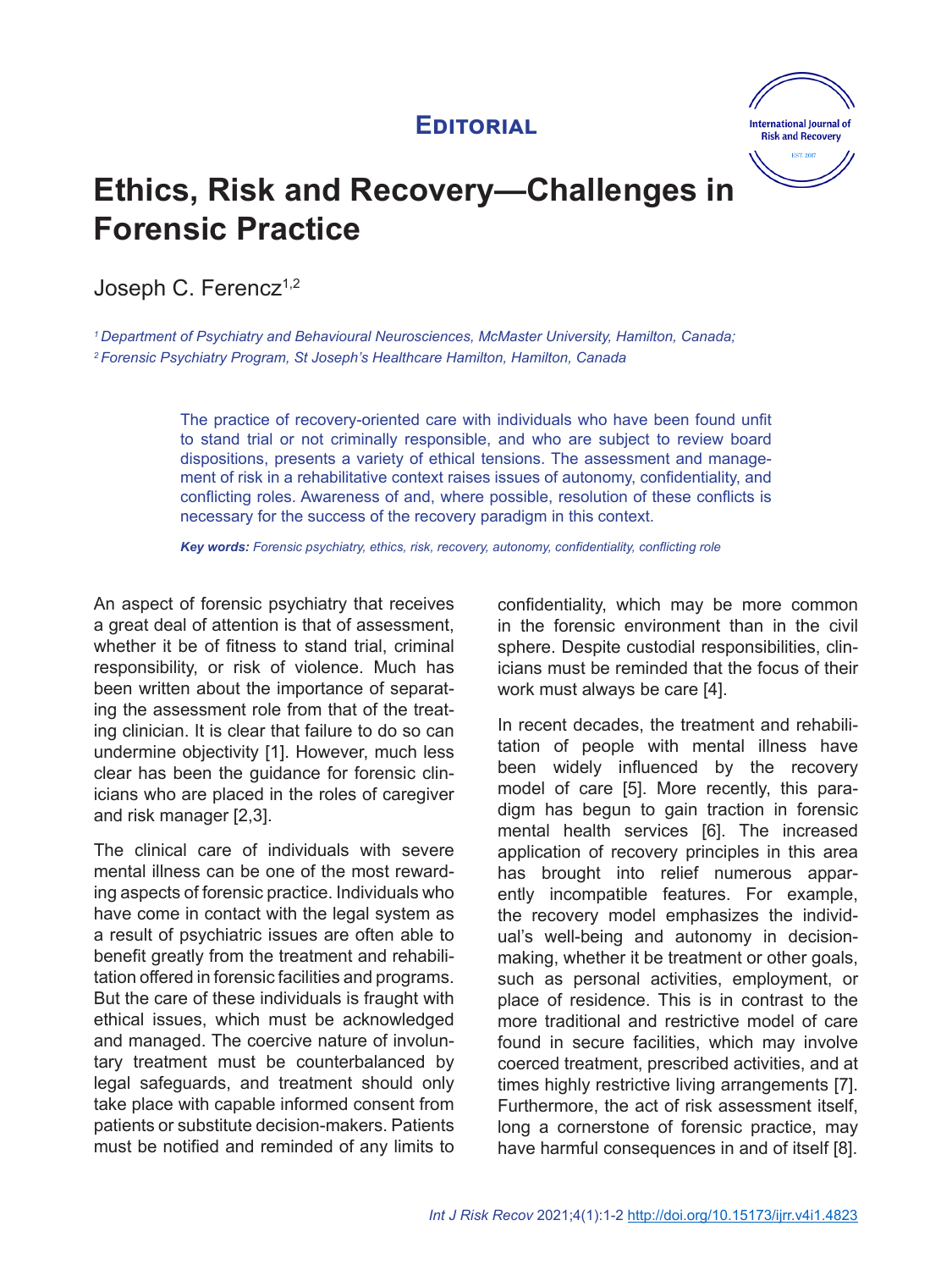**Editorial**

# Ethics, Risk and Recovery—Challenges in Forensic Practice

Joseph C. Ferencz[1,2]

*[1] Department of Psychiatry and Behavioural Neurosciences, McMaster University, Hamilton, Canada;*
*[2] Forensic Psychiatry Program, St Joseph's Healthcare Hamilton, Hamilton, Canada*

The practice of recovery-oriented care with individuals who have been found unfit to stand trial or not criminally responsible, and who are subject to review board dispositions, presents a variety of ethical tensions. The assessment and management of risk in a rehabilitative context raises issues of autonomy, confidentiality, and conflicting roles. Awareness of and, where possible, resolution of these conflicts is necessary for the success of the recovery paradigm in this context.

***Key words:*** *Forensic psychiatry, ethics, risk, recovery, autonomy, confidentiality, conflicting role*

An aspect of forensic psychiatry that receives a great deal of attention is that of assessment, whether it be of fitness to stand trial, criminal responsibility, or risk of violence. Much has been written about the importance of separating the assessment role from that of the treating clinician. It is clear that failure to do so can undermine objectivity [1]. However, much less clear has been the guidance for forensic clinicians who are placed in the roles of caregiver and risk manager [2,3].

The clinical care of individuals with severe mental illness can be one of the most rewarding aspects of forensic practice. Individuals who have come in contact with the legal system as a result of psychiatric issues are often able to benefit greatly from the treatment and rehabilitation offered in forensic facilities and programs. But the care of these individuals is fraught with ethical issues, which must be acknowledged and managed. The coercive nature of involuntary treatment must be counterbalanced by legal safeguards, and treatment should only take place with capable informed consent from patients or substitute decision-makers. Patients must be notified and reminded of any limits to confidentiality, which may be more common in the forensic environment than in the civil sphere. Despite custodial responsibilities, clinicians must be reminded that the focus of their work must always be care [4].

In recent decades, the treatment and rehabilitation of people with mental illness have been widely influenced by the recovery model of care [5]. More recently, this paradigm has begun to gain traction in forensic mental health services [6]. The increased application of recovery principles in this area has brought into relief numerous apparently incompatible features. For example, the recovery model emphasizes the individual's well-being and autonomy in decision-making, whether it be treatment or other goals, such as personal activities, employment, or place of residence. This is in contrast to the more traditional and restrictive model of care found in secure facilities, which may involve coerced treatment, prescribed activities, and at times highly restrictive living arrangements [7]. Furthermore, the act of risk assessment itself, long a cornerstone of forensic practice, may have harmful consequences in and of itself [8].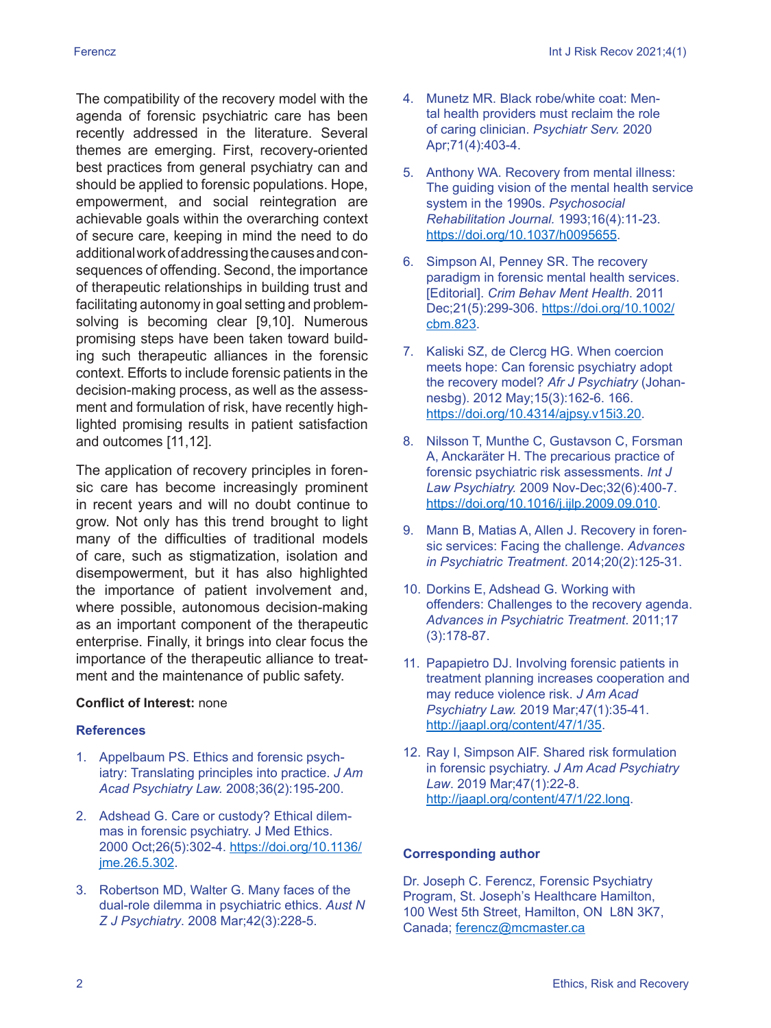The compatibility of the recovery model with the agenda of forensic psychiatric care has been recently addressed in the literature. Several themes are emerging. First, recovery-oriented best practices from general psychiatry can and should be applied to forensic populations. Hope, empowerment, and social reintegration are achievable goals within the overarching context of secure care, keeping in mind the need to do additional work of addressing the causes and consequences of offending. Second, the importance of therapeutic relationships in building trust and facilitating autonomy in goal setting and problem-solving is becoming clear [9,10]. Numerous promising steps have been taken toward building such therapeutic alliances in the forensic context. Efforts to include forensic patients in the decision-making process, as well as the assessment and formulation of risk, have recently highlighted promising results in patient satisfaction and outcomes [11,12].

The application of recovery principles in forensic care has become increasingly prominent in recent years and will no doubt continue to grow. Not only has this trend brought to light many of the difficulties of traditional models of care, such as stigmatization, isolation and disempowerment, but it has also highlighted the importance of patient involvement and, where possible, autonomous decision-making as an important component of the therapeutic enterprise. Finally, it brings into clear focus the importance of the therapeutic alliance to treatment and the maintenance of public safety.

**Conflict of Interest:** none

## References

1. Appelbaum PS. Ethics and forensic psychiatry: Translating principles into practice. *J Am Acad Psychiatry Law.* 2008;36(2):195-200.
2. Adshead G. Care or custody? Ethical dilemmas in forensic psychiatry. J Med Ethics. 2000 Oct;26(5):302-4. https://doi.org/10.1136/jme.26.5.302.
3. Robertson MD, Walter G. Many faces of the dual-role dilemma in psychiatric ethics. *Aust N Z J Psychiatry*. 2008 Mar;42(3):228-5.
4. Munetz MR. Black robe/white coat: Mental health providers must reclaim the role of caring clinician. *Psychiatr Serv.* 2020 Apr;71(4):403-4.
5. Anthony WA. Recovery from mental illness: The guiding vision of the mental health service system in the 1990s. *Psychosocial Rehabilitation Journal.* 1993;16(4):11-23. https://doi.org/10.1037/h0095655.
6. Simpson AI, Penney SR. The recovery paradigm in forensic mental health services. [Editorial]. *Crim Behav Ment Health*. 2011 Dec;21(5):299-306. https://doi.org/10.1002/cbm.823.
7. Kaliski SZ, de Clercg HG. When coercion meets hope: Can forensic psychiatry adopt the recovery model? *Afr J Psychiatry* (Johannesbg). 2012 May;15(3):162-6. 166. https://doi.org/10.4314/ajpsy.v15i3.20.
8. Nilsson T, Munthe C, Gustavson C, Forsman A, Anckaräter H. The precarious practice of forensic psychiatric risk assessments. *Int J Law Psychiatry.* 2009 Nov-Dec;32(6):400-7. https://doi.org/10.1016/j.ijlp.2009.09.010.
9. Mann B, Matias A, Allen J. Recovery in forensic services: Facing the challenge. *Advances in Psychiatric Treatment*. 2014;20(2):125-31.
10. Dorkins E, Adshead G. Working with offenders: Challenges to the recovery agenda. *Advances in Psychiatric Treatment*. 2011;17(3):178-87.
11. Papapietro DJ. Involving forensic patients in treatment planning increases cooperation and may reduce violence risk. *J Am Acad Psychiatry Law.* 2019 Mar;47(1):35-41. http://jaapl.org/content/47/1/35.
12. Ray I, Simpson AIF. Shared risk formulation in forensic psychiatry. *J Am Acad Psychiatry Law*. 2019 Mar;47(1):22-8. http://jaapl.org/content/47/1/22.long.

### Corresponding author

Dr. Joseph C. Ferencz, Forensic Psychiatry Program, St. Joseph's Healthcare Hamilton, 100 West 5th Street, Hamilton, ON L8N 3K7, Canada; ferencz@mcmaster.ca